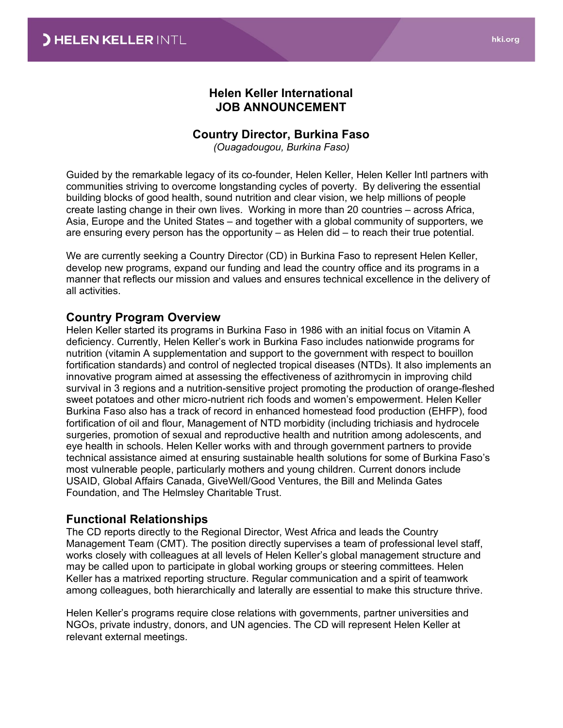# Helen Keller International
# JOB ANNOUNCEMENT

## Country Director, Burkina Faso

*(Ouagadougou, Burkina Faso)*

Guided by the remarkable legacy of its co-founder, Helen Keller, Helen Keller Intl partners with communities striving to overcome longstanding cycles of poverty. By delivering the essential building blocks of good health, sound nutrition and clear vision, we help millions of people create lasting change in their own lives. Working in more than 20 countries – across Africa, Asia, Europe and the United States – and together with a global community of supporters, we are ensuring every person has the opportunity – as Helen did – to reach their true potential.

We are currently seeking a Country Director (CD) in Burkina Faso to represent Helen Keller, develop new programs, expand our funding and lead the country office and its programs in a manner that reflects our mission and values and ensures technical excellence in the delivery of all activities.

### Country Program Overview

Helen Keller started its programs in Burkina Faso in 1986 with an initial focus on Vitamin A deficiency. Currently, Helen Keller's work in Burkina Faso includes nationwide programs for nutrition (vitamin A supplementation and support to the government with respect to bouillon fortification standards) and control of neglected tropical diseases (NTDs). It also implements an innovative program aimed at assessing the effectiveness of azithromycin in improving child survival in 3 regions and a nutrition-sensitive project promoting the production of orange-fleshed sweet potatoes and other micro-nutrient rich foods and women's empowerment. Helen Keller Burkina Faso also has a track of record in enhanced homestead food production (EHFP), food fortification of oil and flour, Management of NTD morbidity (including trichiasis and hydrocele surgeries, promotion of sexual and reproductive health and nutrition among adolescents, and eye health in schools. Helen Keller works with and through government partners to provide technical assistance aimed at ensuring sustainable health solutions for some of Burkina Faso's most vulnerable people, particularly mothers and young children. Current donors include USAID, Global Affairs Canada, GiveWell/Good Ventures, the Bill and Melinda Gates Foundation, and The Helmsley Charitable Trust.

### Functional Relationships

The CD reports directly to the Regional Director, West Africa and leads the Country Management Team (CMT). The position directly supervises a team of professional level staff, works closely with colleagues at all levels of Helen Keller's global management structure and may be called upon to participate in global working groups or steering committees. Helen Keller has a matrixed reporting structure. Regular communication and a spirit of teamwork among colleagues, both hierarchically and laterally are essential to make this structure thrive.

Helen Keller's programs require close relations with governments, partner universities and NGOs, private industry, donors, and UN agencies. The CD will represent Helen Keller at relevant external meetings.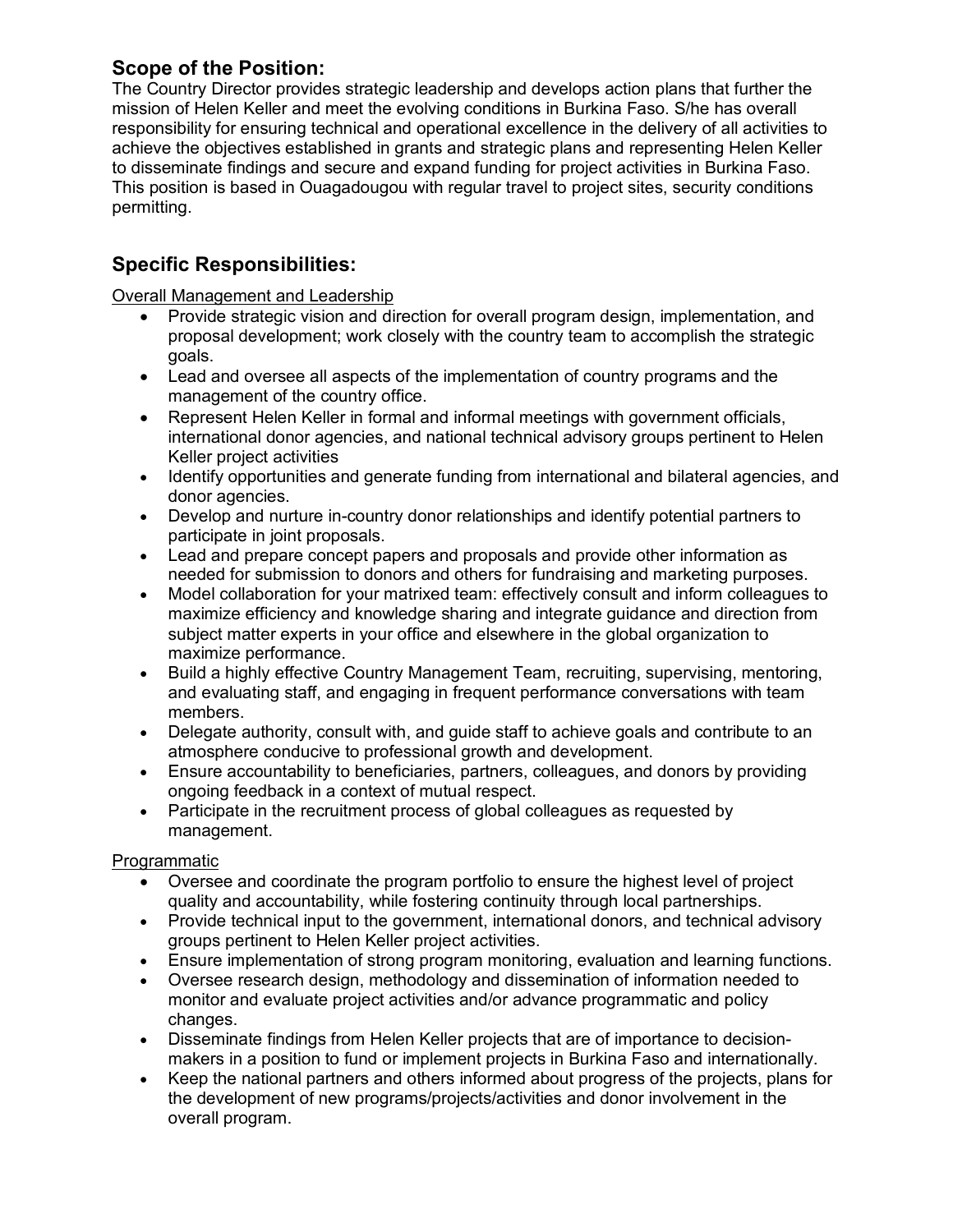## Scope of the Position:

The Country Director provides strategic leadership and develops action plans that further the mission of Helen Keller and meet the evolving conditions in Burkina Faso. S/he has overall responsibility for ensuring technical and operational excellence in the delivery of all activities to achieve the objectives established in grants and strategic plans and representing Helen Keller to disseminate findings and secure and expand funding for project activities in Burkina Faso. This position is based in Ouagadougou with regular travel to project sites, security conditions permitting.

## Specific Responsibilities:

Overall Management and Leadership

- Provide strategic vision and direction for overall program design, implementation, and proposal development; work closely with the country team to accomplish the strategic goals.
- Lead and oversee all aspects of the implementation of country programs and the management of the country office.
- Represent Helen Keller in formal and informal meetings with government officials, international donor agencies, and national technical advisory groups pertinent to Helen Keller project activities
- Identify opportunities and generate funding from international and bilateral agencies, and donor agencies.
- Develop and nurture in-country donor relationships and identify potential partners to participate in joint proposals.
- Lead and prepare concept papers and proposals and provide other information as needed for submission to donors and others for fundraising and marketing purposes.
- Model collaboration for your matrixed team: effectively consult and inform colleagues to maximize efficiency and knowledge sharing and integrate guidance and direction from subject matter experts in your office and elsewhere in the global organization to maximize performance.
- Build a highly effective Country Management Team, recruiting, supervising, mentoring, and evaluating staff, and engaging in frequent performance conversations with team members.
- Delegate authority, consult with, and guide staff to achieve goals and contribute to an atmosphere conducive to professional growth and development.
- Ensure accountability to beneficiaries, partners, colleagues, and donors by providing ongoing feedback in a context of mutual respect.
- Participate in the recruitment process of global colleagues as requested by management.

Programmatic

- Oversee and coordinate the program portfolio to ensure the highest level of project quality and accountability, while fostering continuity through local partnerships.
- Provide technical input to the government, international donors, and technical advisory groups pertinent to Helen Keller project activities.
- Ensure implementation of strong program monitoring, evaluation and learning functions.
- Oversee research design, methodology and dissemination of information needed to monitor and evaluate project activities and/or advance programmatic and policy changes.
- Disseminate findings from Helen Keller projects that are of importance to decision-makers in a position to fund or implement projects in Burkina Faso and internationally.
- Keep the national partners and others informed about progress of the projects, plans for the development of new programs/projects/activities and donor involvement in the overall program.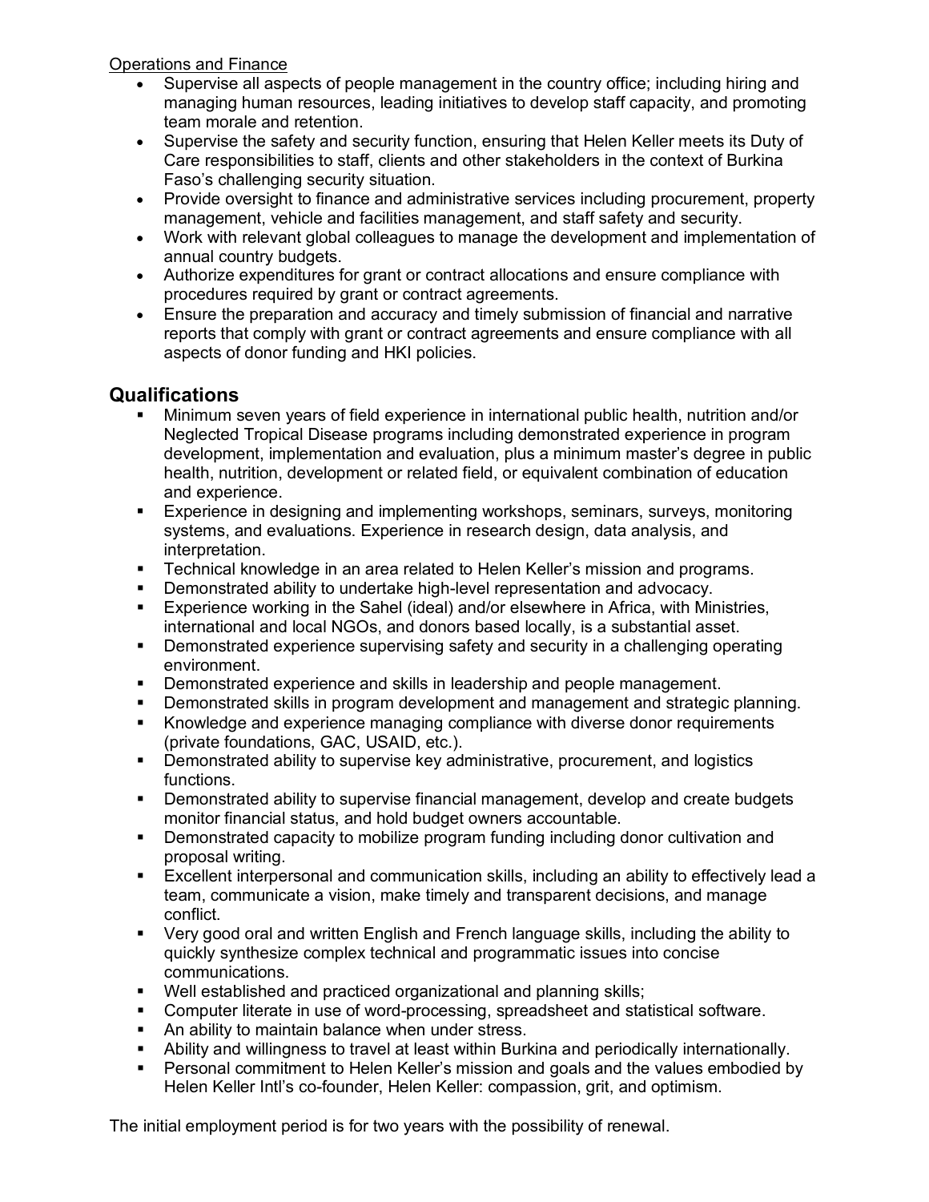Operations and Finance

- Supervise all aspects of people management in the country office; including hiring and managing human resources, leading initiatives to develop staff capacity, and promoting team morale and retention.
- Supervise the safety and security function, ensuring that Helen Keller meets its Duty of Care responsibilities to staff, clients and other stakeholders in the context of Burkina Faso's challenging security situation.
- Provide oversight to finance and administrative services including procurement, property management, vehicle and facilities management, and staff safety and security.
- Work with relevant global colleagues to manage the development and implementation of annual country budgets.
- Authorize expenditures for grant or contract allocations and ensure compliance with procedures required by grant or contract agreements.
- Ensure the preparation and accuracy and timely submission of financial and narrative reports that comply with grant or contract agreements and ensure compliance with all aspects of donor funding and HKI policies.

## Qualifications

- Minimum seven years of field experience in international public health, nutrition and/or Neglected Tropical Disease programs including demonstrated experience in program development, implementation and evaluation, plus a minimum master's degree in public health, nutrition, development or related field, or equivalent combination of education and experience.
- Experience in designing and implementing workshops, seminars, surveys, monitoring systems, and evaluations. Experience in research design, data analysis, and interpretation.
- Technical knowledge in an area related to Helen Keller's mission and programs.
- Demonstrated ability to undertake high-level representation and advocacy.
- Experience working in the Sahel (ideal) and/or elsewhere in Africa, with Ministries, international and local NGOs, and donors based locally, is a substantial asset.
- Demonstrated experience supervising safety and security in a challenging operating environment.
- Demonstrated experience and skills in leadership and people management.
- Demonstrated skills in program development and management and strategic planning.
- Knowledge and experience managing compliance with diverse donor requirements (private foundations, GAC, USAID, etc.).
- Demonstrated ability to supervise key administrative, procurement, and logistics functions.
- Demonstrated ability to supervise financial management, develop and create budgets monitor financial status, and hold budget owners accountable.
- Demonstrated capacity to mobilize program funding including donor cultivation and proposal writing.
- Excellent interpersonal and communication skills, including an ability to effectively lead a team, communicate a vision, make timely and transparent decisions, and manage conflict.
- Very good oral and written English and French language skills, including the ability to quickly synthesize complex technical and programmatic issues into concise communications.
- Well established and practiced organizational and planning skills;
- Computer literate in use of word-processing, spreadsheet and statistical software.
- An ability to maintain balance when under stress.
- Ability and willingness to travel at least within Burkina and periodically internationally.
- Personal commitment to Helen Keller's mission and goals and the values embodied by Helen Keller Intl's co-founder, Helen Keller: compassion, grit, and optimism.

The initial employment period is for two years with the possibility of renewal.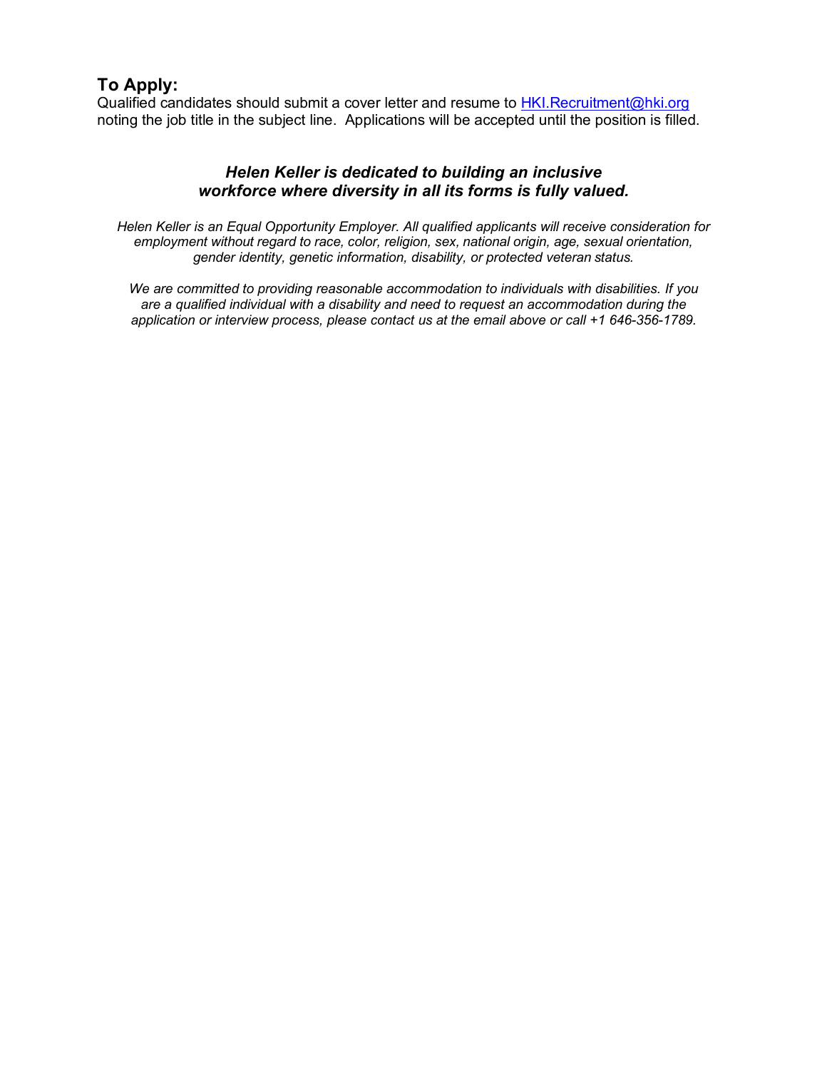## To Apply:

Qualified candidates should submit a cover letter and resume to HKI.Recruitment@hki.org noting the job title in the subject line. Applications will be accepted until the position is filled.

***Helen Keller is dedicated to building an inclusive workforce where diversity in all its forms is fully valued.***

*Helen Keller is an Equal Opportunity Employer. All qualified applicants will receive consideration for employment without regard to race, color, religion, sex, national origin, age, sexual orientation, gender identity, genetic information, disability, or protected veteran status.*

*We are committed to providing reasonable accommodation to individuals with disabilities. If you are a qualified individual with a disability and need to request an accommodation during the application or interview process, please contact us at the email above or call +1 646-356-1789.*